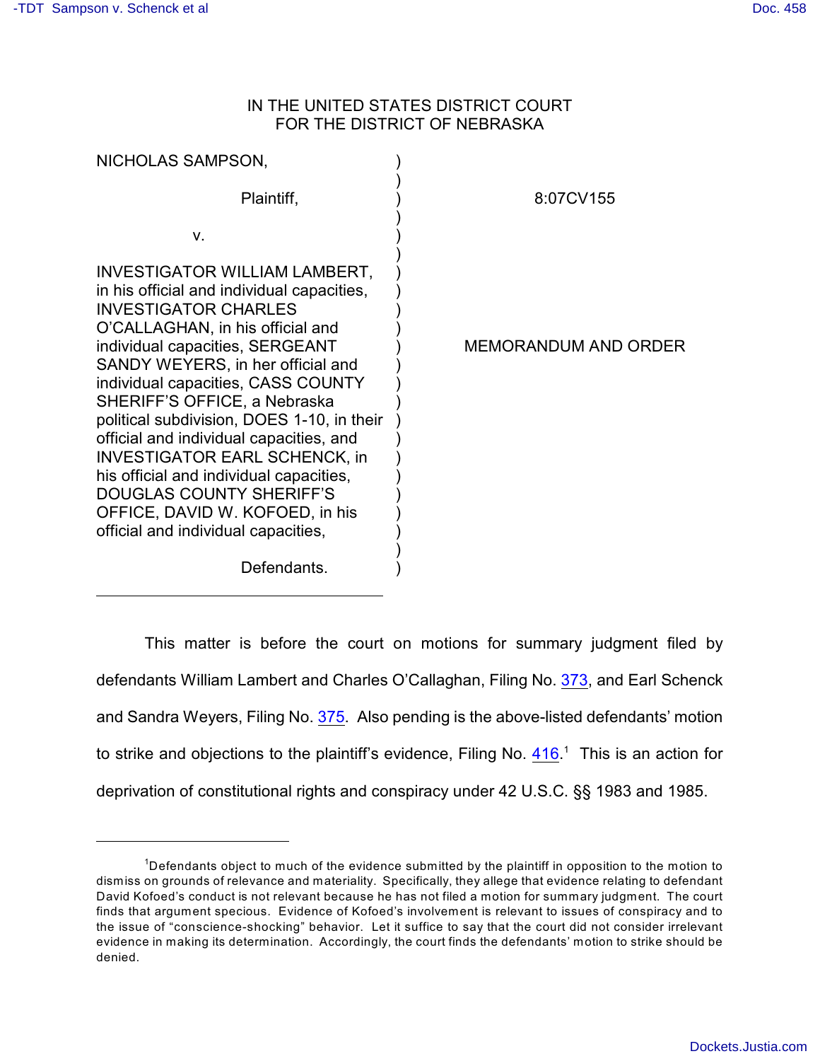IN THE UNITED STATES DISTRICT COURT
FOR THE DISTRICT OF NEBRASKA

| | | |
|---|---|---|
| NICHOLAS SAMPSON,<br><br>Plaintiff,<br><br>v.<br><br>INVESTIGATOR WILLIAM LAMBERT, in his official and individual capacities, INVESTIGATOR CHARLES O'CALLAGHAN, in his official and individual capacities, SERGEANT SANDY WEYERS, in her official and individual capacities, CASS COUNTY SHERIFF'S OFFICE, a Nebraska political subdivision, DOES 1-10, in their official and individual capacities, and INVESTIGATOR EARL SCHENCK, in his official and individual capacities, DOUGLAS COUNTY SHERIFF'S OFFICE, DAVID W. KOFOED, in his official and individual capacities,<br><br>Defendants. | ) | 8:07CV155<br><br><br><br>MEMORANDUM AND ORDER |

This matter is before the court on motions for summary judgment filed by defendants William Lambert and Charles O'Callaghan, Filing No. 373, and Earl Schenck and Sandra Weyers, Filing No. 375. Also pending is the above-listed defendants' motion to strike and objections to the plaintiff's evidence, Filing No. 416.[1] This is an action for deprivation of constitutional rights and conspiracy under 42 U.S.C. §§ 1983 and 1985.

---

[1] Defendants object to much of the evidence submitted by the plaintiff in opposition to the motion to dismiss on grounds of relevance and materiality. Specifically, they allege that evidence relating to defendant David Kofoed's conduct is not relevant because he has not filed a motion for summary judgment. The court finds that argument specious. Evidence of Kofoed's involvement is relevant to issues of conspiracy and to the issue of "conscience-shocking" behavior. Let it suffice to say that the court did not consider irrelevant evidence in making its determination. Accordingly, the court finds the defendants' motion to strike should be denied.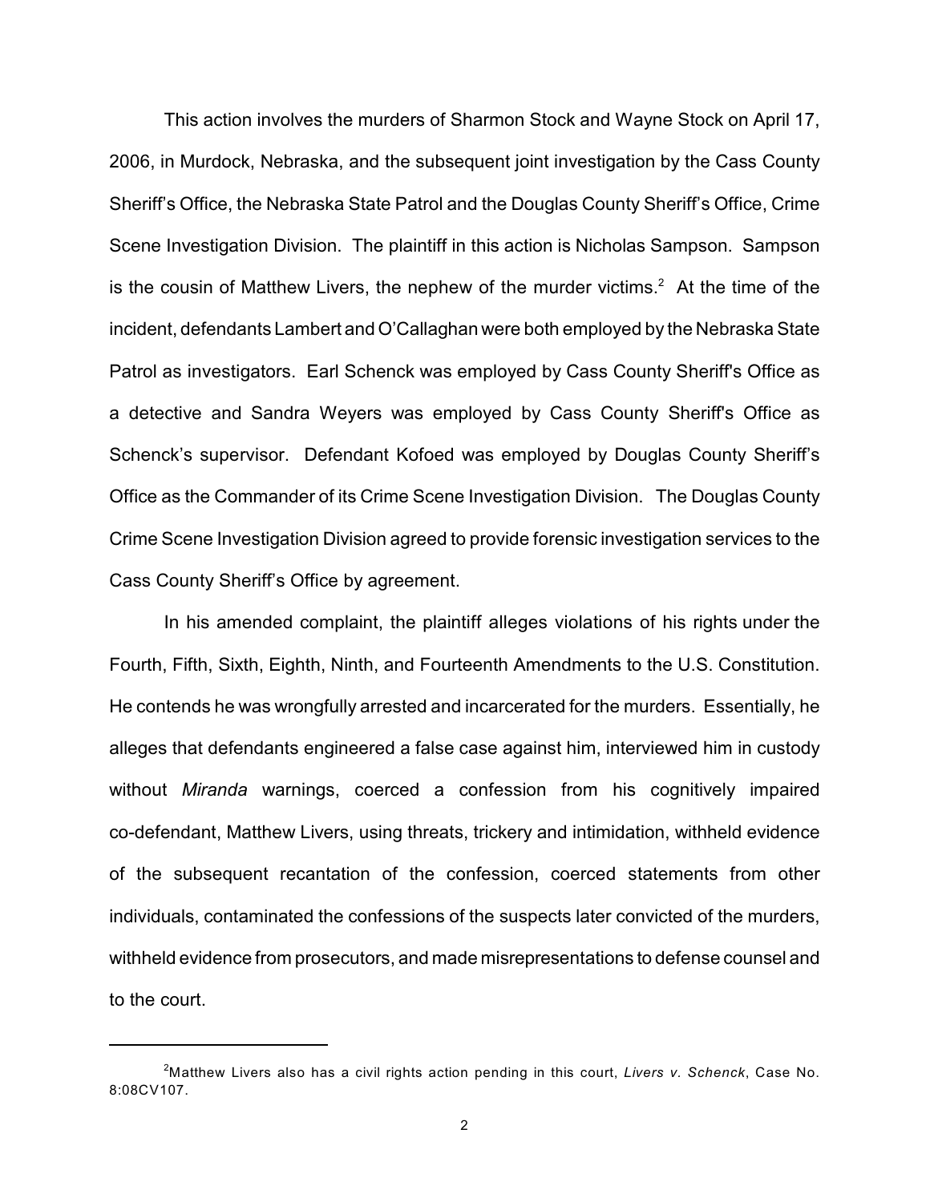This action involves the murders of Sharmon Stock and Wayne Stock on April 17, 2006, in Murdock, Nebraska, and the subsequent joint investigation by the Cass County Sheriff's Office, the Nebraska State Patrol and the Douglas County Sheriff's Office, Crime Scene Investigation Division. The plaintiff in this action is Nicholas Sampson. Sampson is the cousin of Matthew Livers, the nephew of the murder victims.[2] At the time of the incident, defendants Lambert and O'Callaghan were both employed by the Nebraska State Patrol as investigators. Earl Schenck was employed by Cass County Sheriff's Office as a detective and Sandra Weyers was employed by Cass County Sheriff's Office as Schenck's supervisor. Defendant Kofoed was employed by Douglas County Sheriff's Office as the Commander of its Crime Scene Investigation Division. The Douglas County Crime Scene Investigation Division agreed to provide forensic investigation services to the Cass County Sheriff's Office by agreement.

In his amended complaint, the plaintiff alleges violations of his rights under the Fourth, Fifth, Sixth, Eighth, Ninth, and Fourteenth Amendments to the U.S. Constitution. He contends he was wrongfully arrested and incarcerated for the murders. Essentially, he alleges that defendants engineered a false case against him, interviewed him in custody without *Miranda* warnings, coerced a confession from his cognitively impaired co-defendant, Matthew Livers, using threats, trickery and intimidation, withheld evidence of the subsequent recantation of the confession, coerced statements from other individuals, contaminated the confessions of the suspects later convicted of the murders, withheld evidence from prosecutors, and made misrepresentations to defense counsel and to the court.

---

[2]Matthew Livers also has a civil rights action pending in this court, *Livers v. Schenck*, Case No. 8:08CV107.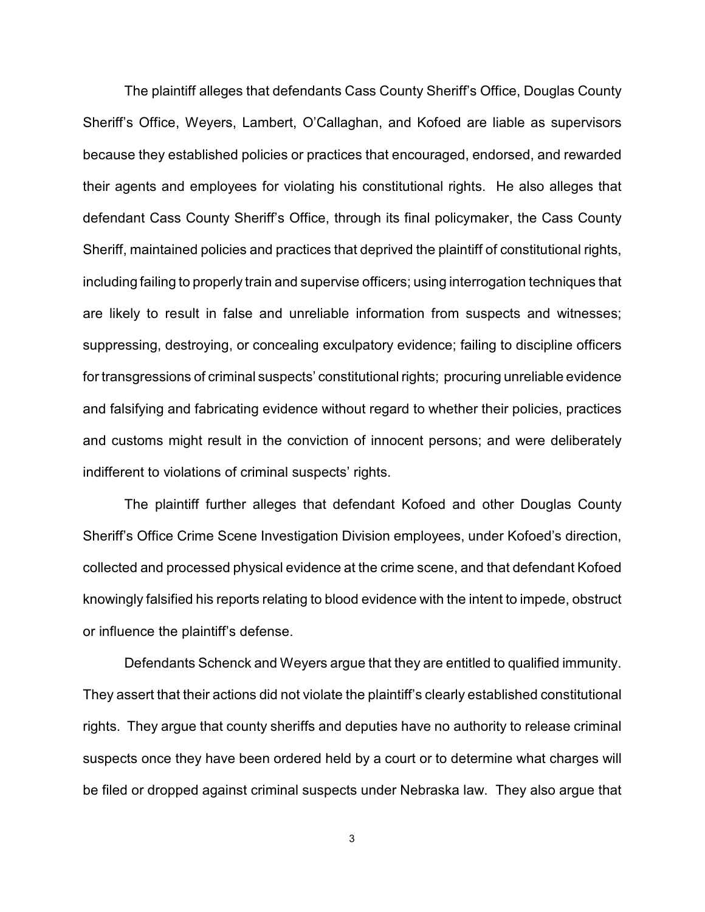The plaintiff alleges that defendants Cass County Sheriff's Office, Douglas County Sheriff's Office, Weyers, Lambert, O'Callaghan, and Kofoed are liable as supervisors because they established policies or practices that encouraged, endorsed, and rewarded their agents and employees for violating his constitutional rights. He also alleges that defendant Cass County Sheriff's Office, through its final policymaker, the Cass County Sheriff, maintained policies and practices that deprived the plaintiff of constitutional rights, including failing to properly train and supervise officers; using interrogation techniques that are likely to result in false and unreliable information from suspects and witnesses; suppressing, destroying, or concealing exculpatory evidence; failing to discipline officers for transgressions of criminal suspects' constitutional rights; procuring unreliable evidence and falsifying and fabricating evidence without regard to whether their policies, practices and customs might result in the conviction of innocent persons; and were deliberately indifferent to violations of criminal suspects' rights.

The plaintiff further alleges that defendant Kofoed and other Douglas County Sheriff's Office Crime Scene Investigation Division employees, under Kofoed's direction, collected and processed physical evidence at the crime scene, and that defendant Kofoed knowingly falsified his reports relating to blood evidence with the intent to impede, obstruct or influence the plaintiff's defense.

Defendants Schenck and Weyers argue that they are entitled to qualified immunity. They assert that their actions did not violate the plaintiff's clearly established constitutional rights. They argue that county sheriffs and deputies have no authority to release criminal suspects once they have been ordered held by a court or to determine what charges will be filed or dropped against criminal suspects under Nebraska law. They also argue that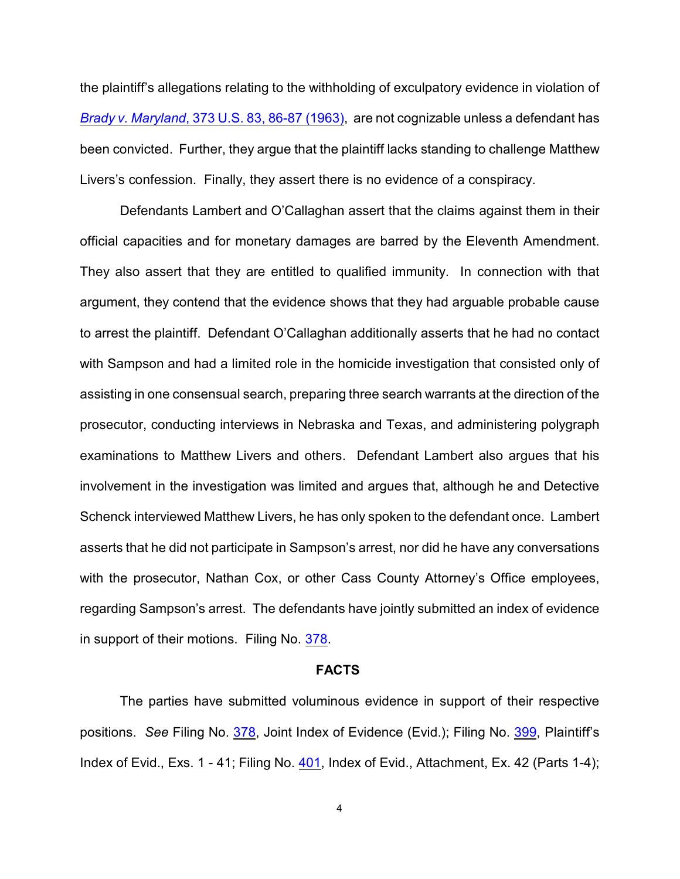the plaintiff's allegations relating to the withholding of exculpatory evidence in violation of *Brady v. Maryland*, 373 U.S. 83, 86-87 (1963), are not cognizable unless a defendant has been convicted. Further, they argue that the plaintiff lacks standing to challenge Matthew Livers's confession. Finally, they assert there is no evidence of a conspiracy.

Defendants Lambert and O'Callaghan assert that the claims against them in their official capacities and for monetary damages are barred by the Eleventh Amendment. They also assert that they are entitled to qualified immunity. In connection with that argument, they contend that the evidence shows that they had arguable probable cause to arrest the plaintiff. Defendant O'Callaghan additionally asserts that he had no contact with Sampson and had a limited role in the homicide investigation that consisted only of assisting in one consensual search, preparing three search warrants at the direction of the prosecutor, conducting interviews in Nebraska and Texas, and administering polygraph examinations to Matthew Livers and others. Defendant Lambert also argues that his involvement in the investigation was limited and argues that, although he and Detective Schenck interviewed Matthew Livers, he has only spoken to the defendant once. Lambert asserts that he did not participate in Sampson's arrest, nor did he have any conversations with the prosecutor, Nathan Cox, or other Cass County Attorney's Office employees, regarding Sampson's arrest. The defendants have jointly submitted an index of evidence in support of their motions. Filing No. 378.

## FACTS

The parties have submitted voluminous evidence in support of their respective positions. *See* Filing No. 378, Joint Index of Evidence (Evid.); Filing No. 399, Plaintiff's Index of Evid., Exs. 1 - 41; Filing No. 401, Index of Evid., Attachment, Ex. 42 (Parts 1-4);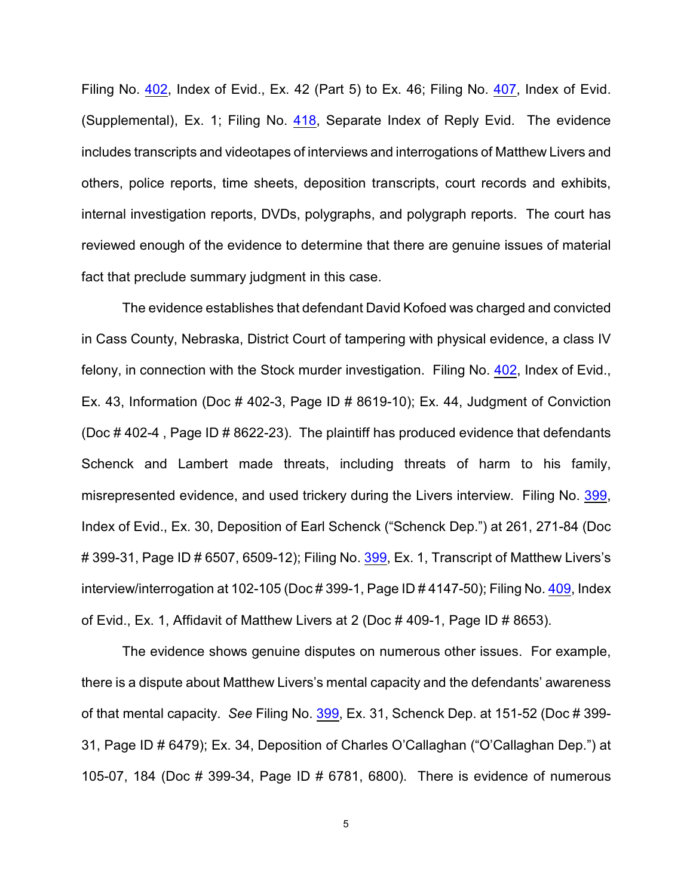Filing No. 402, Index of Evid., Ex. 42 (Part 5) to Ex. 46; Filing No. 407, Index of Evid. (Supplemental), Ex. 1; Filing No. 418, Separate Index of Reply Evid. The evidence includes transcripts and videotapes of interviews and interrogations of Matthew Livers and others, police reports, time sheets, deposition transcripts, court records and exhibits, internal investigation reports, DVDs, polygraphs, and polygraph reports. The court has reviewed enough of the evidence to determine that there are genuine issues of material fact that preclude summary judgment in this case.

The evidence establishes that defendant David Kofoed was charged and convicted in Cass County, Nebraska, District Court of tampering with physical evidence, a class IV felony, in connection with the Stock murder investigation. Filing No. 402, Index of Evid., Ex. 43, Information (Doc # 402-3, Page ID # 8619-10); Ex. 44, Judgment of Conviction (Doc # 402-4 , Page ID # 8622-23). The plaintiff has produced evidence that defendants Schenck and Lambert made threats, including threats of harm to his family, misrepresented evidence, and used trickery during the Livers interview. Filing No. 399, Index of Evid., Ex. 30, Deposition of Earl Schenck ("Schenck Dep.") at 261, 271-84 (Doc # 399-31, Page ID # 6507, 6509-12); Filing No. 399, Ex. 1, Transcript of Matthew Livers's interview/interrogation at 102-105 (Doc # 399-1, Page ID # 4147-50); Filing No. 409, Index of Evid., Ex. 1, Affidavit of Matthew Livers at 2 (Doc # 409-1, Page ID # 8653).

The evidence shows genuine disputes on numerous other issues. For example, there is a dispute about Matthew Livers's mental capacity and the defendants' awareness of that mental capacity. *See* Filing No. 399, Ex. 31, Schenck Dep. at 151-52 (Doc # 399-31, Page ID # 6479); Ex. 34, Deposition of Charles O'Callaghan ("O'Callaghan Dep.") at 105-07, 184 (Doc # 399-34, Page ID # 6781, 6800). There is evidence of numerous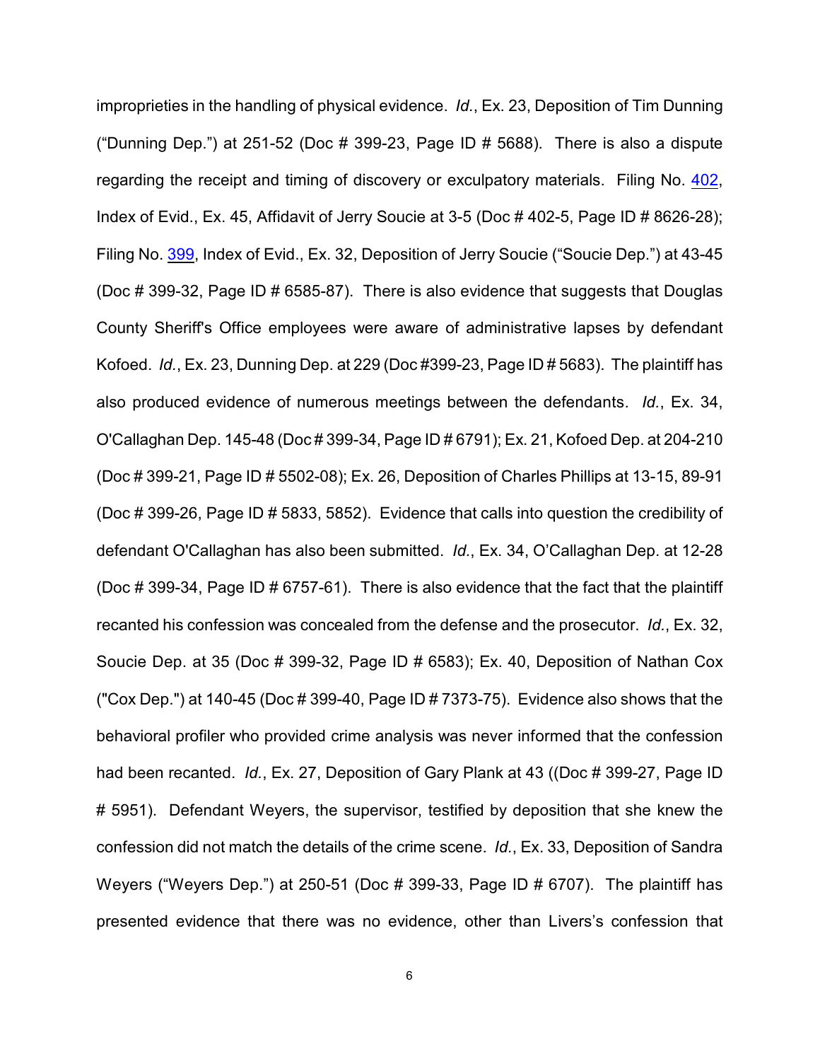improprieties in the handling of physical evidence. *Id.*, Ex. 23, Deposition of Tim Dunning ("Dunning Dep.") at 251-52 (Doc # 399-23, Page ID # 5688). There is also a dispute regarding the receipt and timing of discovery or exculpatory materials. Filing No. 402, Index of Evid., Ex. 45, Affidavit of Jerry Soucie at 3-5 (Doc # 402-5, Page ID # 8626-28); Filing No. 399, Index of Evid., Ex. 32, Deposition of Jerry Soucie ("Soucie Dep.") at 43-45 (Doc # 399-32, Page ID # 6585-87). There is also evidence that suggests that Douglas County Sheriff's Office employees were aware of administrative lapses by defendant Kofoed. *Id.*, Ex. 23, Dunning Dep. at 229 (Doc #399-23, Page ID # 5683). The plaintiff has also produced evidence of numerous meetings between the defendants. *Id.*, Ex. 34, O'Callaghan Dep. 145-48 (Doc # 399-34, Page ID # 6791); Ex. 21, Kofoed Dep. at 204-210 (Doc # 399-21, Page ID # 5502-08); Ex. 26, Deposition of Charles Phillips at 13-15, 89-91 (Doc # 399-26, Page ID # 5833, 5852). Evidence that calls into question the credibility of defendant O'Callaghan has also been submitted. *Id.*, Ex. 34, O'Callaghan Dep. at 12-28 (Doc # 399-34, Page ID # 6757-61). There is also evidence that the fact that the plaintiff recanted his confession was concealed from the defense and the prosecutor. *Id.*, Ex. 32, Soucie Dep. at 35 (Doc # 399-32, Page ID # 6583); Ex. 40, Deposition of Nathan Cox ("Cox Dep.") at 140-45 (Doc # 399-40, Page ID # 7373-75). Evidence also shows that the behavioral profiler who provided crime analysis was never informed that the confession had been recanted. *Id.*, Ex. 27, Deposition of Gary Plank at 43 ((Doc # 399-27, Page ID # 5951). Defendant Weyers, the supervisor, testified by deposition that she knew the confession did not match the details of the crime scene. *Id.*, Ex. 33, Deposition of Sandra Weyers ("Weyers Dep.") at 250-51 (Doc # 399-33, Page ID # 6707). The plaintiff has presented evidence that there was no evidence, other than Livers's confession that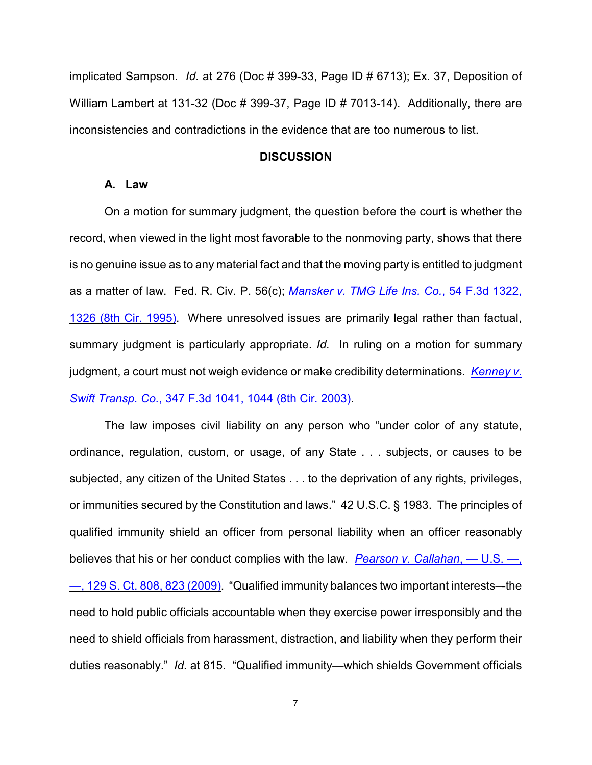implicated Sampson. *Id.* at 276 (Doc # 399-33, Page ID # 6713); Ex. 37, Deposition of William Lambert at 131-32 (Doc # 399-37, Page ID # 7013-14). Additionally, there are inconsistencies and contradictions in the evidence that are too numerous to list.

## DISCUSSION

### A. Law

On a motion for summary judgment, the question before the court is whether the record, when viewed in the light most favorable to the nonmoving party, shows that there is no genuine issue as to any material fact and that the moving party is entitled to judgment as a matter of law. Fed. R. Civ. P. 56(c); *Mansker v. TMG Life Ins. Co.*, 54 F.3d 1322, 1326 (8th Cir. 1995). Where unresolved issues are primarily legal rather than factual, summary judgment is particularly appropriate. *Id.* In ruling on a motion for summary judgment, a court must not weigh evidence or make credibility determinations. *Kenney v. Swift Transp. Co.*, 347 F.3d 1041, 1044 (8th Cir. 2003).

The law imposes civil liability on any person who "under color of any statute, ordinance, regulation, custom, or usage, of any State . . . subjects, or causes to be subjected, any citizen of the United States . . . to the deprivation of any rights, privileges, or immunities secured by the Constitution and laws." 42 U.S.C. § 1983. The principles of qualified immunity shield an officer from personal liability when an officer reasonably believes that his or her conduct complies with the law. *Pearson v. Callahan*, — U.S. —, —, 129 S. Ct. 808, 823 (2009). "Qualified immunity balances two important interests–-the need to hold public officials accountable when they exercise power irresponsibly and the need to shield officials from harassment, distraction, and liability when they perform their duties reasonably." *Id.* at 815. "Qualified immunity—which shields Government officials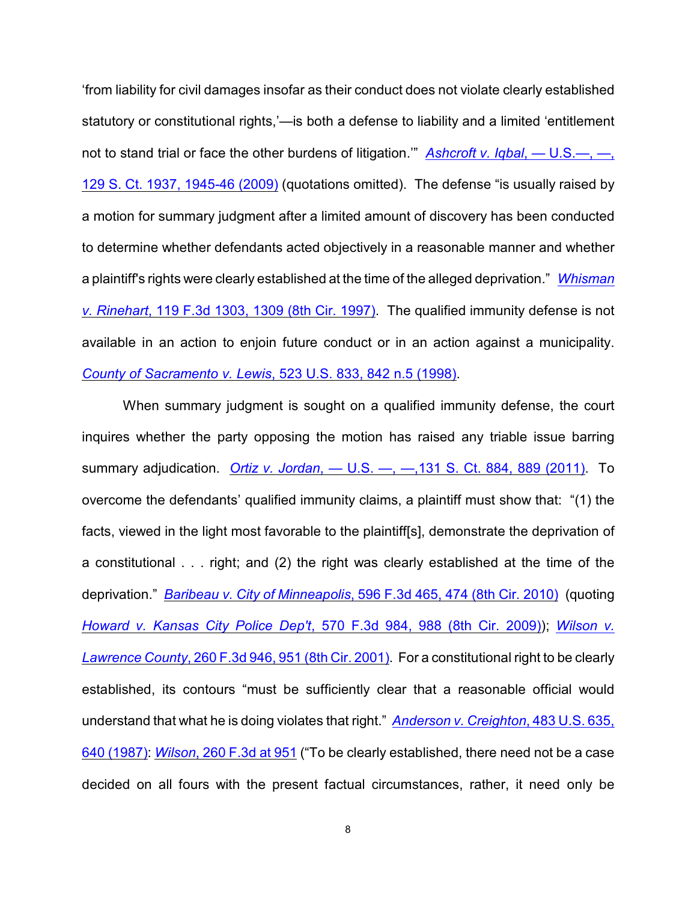'from liability for civil damages insofar as their conduct does not violate clearly established statutory or constitutional rights,'—is both a defense to liability and a limited 'entitlement not to stand trial or face the other burdens of litigation.'" *Ashcroft v. Iqbal*, — U.S.—, —, 129 S. Ct. 1937, 1945-46 (2009) (quotations omitted). The defense "is usually raised by a motion for summary judgment after a limited amount of discovery has been conducted to determine whether defendants acted objectively in a reasonable manner and whether a plaintiff's rights were clearly established at the time of the alleged deprivation." *Whisman v. Rinehart*, 119 F.3d 1303, 1309 (8th Cir. 1997). The qualified immunity defense is not available in an action to enjoin future conduct or in an action against a municipality. *County of Sacramento v. Lewis*, 523 U.S. 833, 842 n.5 (1998).

When summary judgment is sought on a qualified immunity defense, the court inquires whether the party opposing the motion has raised any triable issue barring summary adjudication. *Ortiz v. Jordan*, — U.S. —, —,131 S. Ct. 884, 889 (2011). To overcome the defendants' qualified immunity claims, a plaintiff must show that: "(1) the facts, viewed in the light most favorable to the plaintiff[s], demonstrate the deprivation of a constitutional . . . right; and (2) the right was clearly established at the time of the deprivation." *Baribeau v. City of Minneapolis*, 596 F.3d 465, 474 (8th Cir. 2010) (quoting *Howard v. Kansas City Police Dep't*, 570 F.3d 984, 988 (8th Cir. 2009)); *Wilson v. Lawrence County*, 260 F.3d 946, 951 (8th Cir. 2001). For a constitutional right to be clearly established, its contours "must be sufficiently clear that a reasonable official would understand that what he is doing violates that right." *Anderson v. Creighton*, 483 U.S. 635, 640 (1987): *Wilson*, 260 F.3d at 951 ("To be clearly established, there need not be a case decided on all fours with the present factual circumstances, rather, it need only be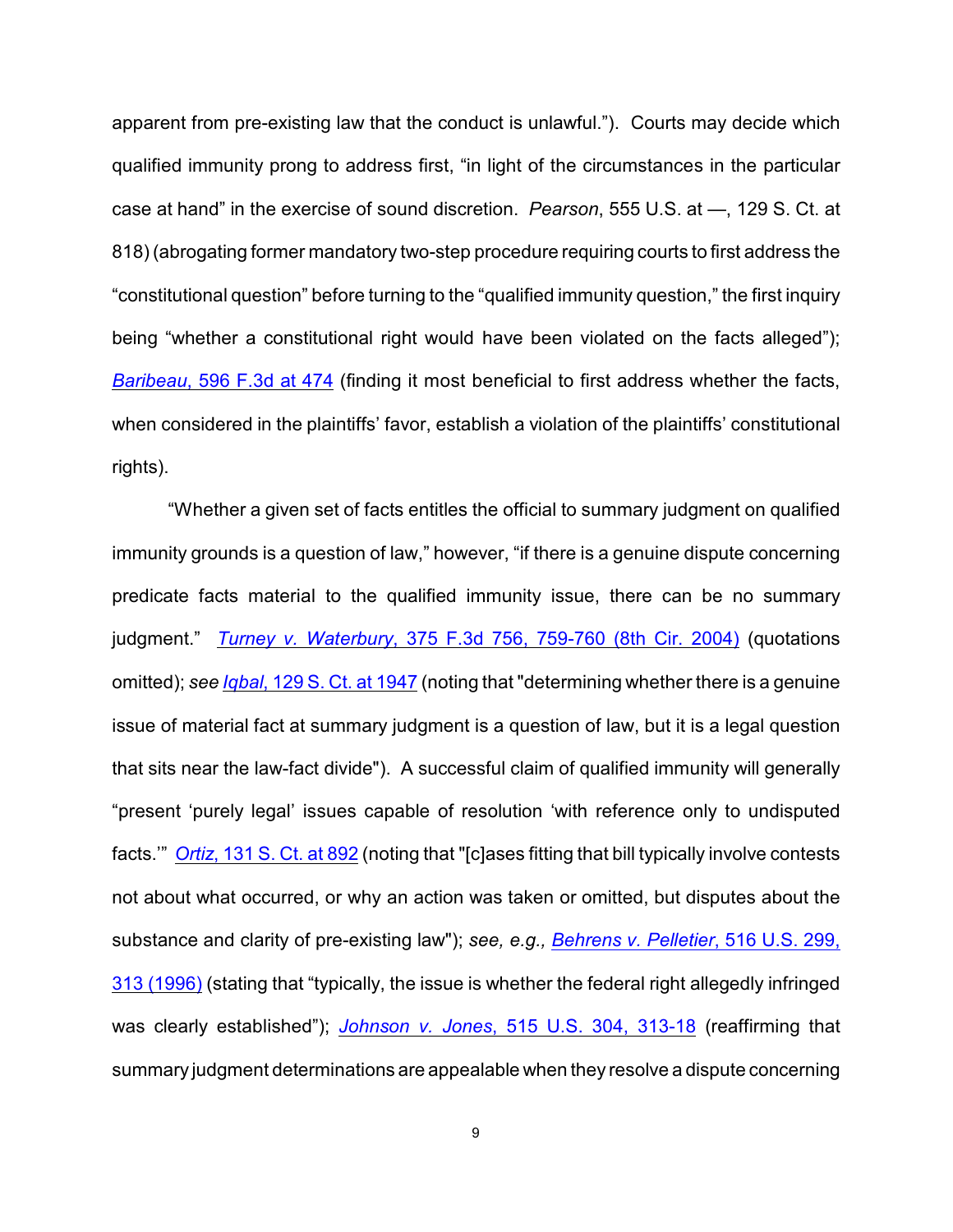apparent from pre-existing law that the conduct is unlawful."). Courts may decide which qualified immunity prong to address first, "in light of the circumstances in the particular case at hand" in the exercise of sound discretion. *Pearson*, 555 U.S. at —, 129 S. Ct. at 818) (abrogating former mandatory two-step procedure requiring courts to first address the "constitutional question" before turning to the "qualified immunity question," the first inquiry being "whether a constitutional right would have been violated on the facts alleged"); *Baribeau*, 596 F.3d at 474 (finding it most beneficial to first address whether the facts, when considered in the plaintiffs' favor, establish a violation of the plaintiffs' constitutional rights).

"Whether a given set of facts entitles the official to summary judgment on qualified immunity grounds is a question of law," however, "if there is a genuine dispute concerning predicate facts material to the qualified immunity issue, there can be no summary judgment." *Turney v. Waterbury*, 375 F.3d 756, 759-760 (8th Cir. 2004) (quotations omitted); *see Iqbal*, 129 S. Ct. at 1947 (noting that "determining whether there is a genuine issue of material fact at summary judgment is a question of law, but it is a legal question that sits near the law-fact divide"). A successful claim of qualified immunity will generally "present 'purely legal' issues capable of resolution 'with reference only to undisputed facts.'" *Ortiz*, 131 S. Ct. at 892 (noting that "[c]ases fitting that bill typically involve contests not about what occurred, or why an action was taken or omitted, but disputes about the substance and clarity of pre-existing law"); *see, e.g., Behrens v. Pelletier*, 516 U.S. 299, 313 (1996) (stating that "typically, the issue is whether the federal right allegedly infringed was clearly established"); *Johnson v. Jones*, 515 U.S. 304, 313-18 (reaffirming that summary judgment determinations are appealable when they resolve a dispute concerning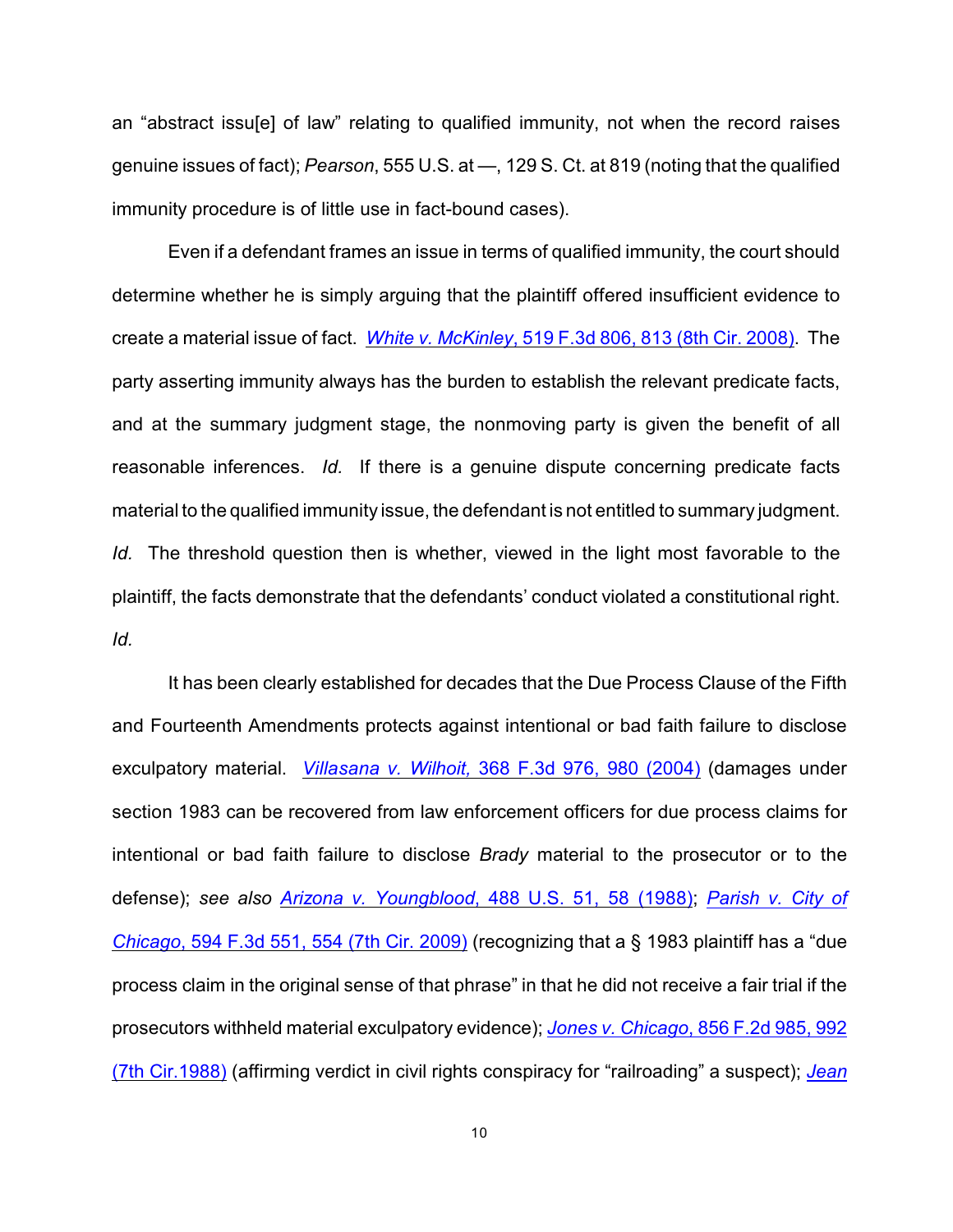an "abstract issu[e] of law" relating to qualified immunity, not when the record raises genuine issues of fact); *Pearson*, 555 U.S. at —, 129 S. Ct. at 819 (noting that the qualified immunity procedure is of little use in fact-bound cases).

Even if a defendant frames an issue in terms of qualified immunity, the court should determine whether he is simply arguing that the plaintiff offered insufficient evidence to create a material issue of fact. *White v. McKinley*, 519 F.3d 806, 813 (8th Cir. 2008). The party asserting immunity always has the burden to establish the relevant predicate facts, and at the summary judgment stage, the nonmoving party is given the benefit of all reasonable inferences. *Id.* If there is a genuine dispute concerning predicate facts material to the qualified immunity issue, the defendant is not entitled to summary judgment. *Id.* The threshold question then is whether, viewed in the light most favorable to the plaintiff, the facts demonstrate that the defendants' conduct violated a constitutional right. *Id.*

It has been clearly established for decades that the Due Process Clause of the Fifth and Fourteenth Amendments protects against intentional or bad faith failure to disclose exculpatory material. *Villasana v. Wilhoit,* 368 F.3d 976, 980 (2004) (damages under section 1983 can be recovered from law enforcement officers for due process claims for intentional or bad faith failure to disclose *Brady* material to the prosecutor or to the defense); *see also* *Arizona v. Youngblood*, 488 U.S. 51, 58 (1988); *Parish v. City of Chicago*, 594 F.3d 551, 554 (7th Cir. 2009) (recognizing that a § 1983 plaintiff has a "due process claim in the original sense of that phrase" in that he did not receive a fair trial if the prosecutors withheld material exculpatory evidence); *Jones v. Chicago*, 856 F.2d 985, 992 (7th Cir.1988) (affirming verdict in civil rights conspiracy for "railroading" a suspect); *Jean*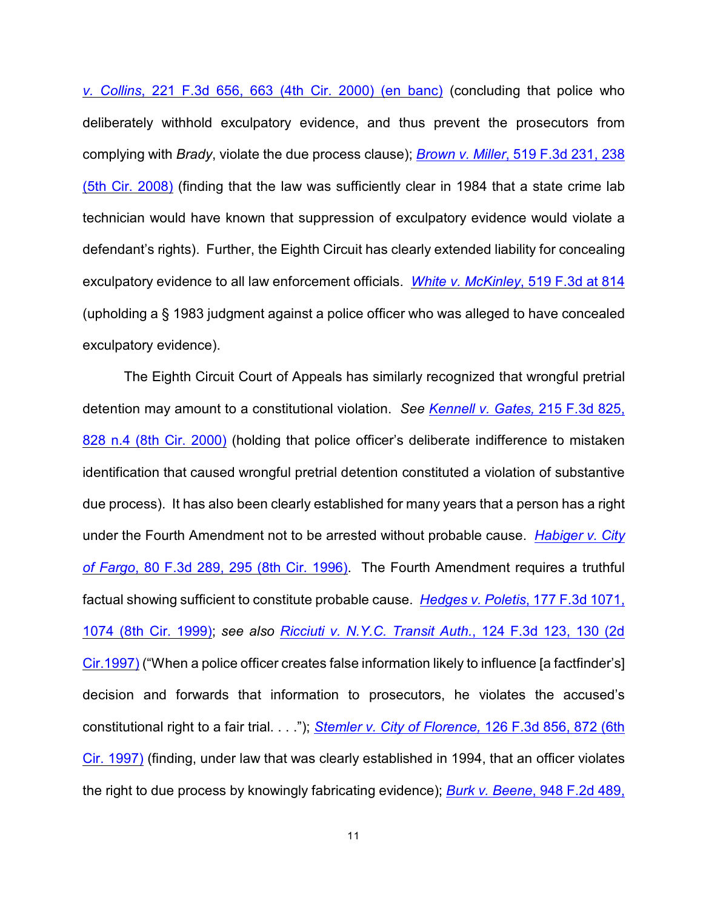*v. Collins*, 221 F.3d 656, 663 (4th Cir. 2000) (en banc) (concluding that police who deliberately withhold exculpatory evidence, and thus prevent the prosecutors from complying with *Brady*, violate the due process clause); *Brown v. Miller*, 519 F.3d 231, 238 (5th Cir. 2008) (finding that the law was sufficiently clear in 1984 that a state crime lab technician would have known that suppression of exculpatory evidence would violate a defendant's rights). Further, the Eighth Circuit has clearly extended liability for concealing exculpatory evidence to all law enforcement officials. *White v. McKinley*, 519 F.3d at 814 (upholding a § 1983 judgment against a police officer who was alleged to have concealed exculpatory evidence).

The Eighth Circuit Court of Appeals has similarly recognized that wrongful pretrial detention may amount to a constitutional violation. *See Kennell v. Gates,* 215 F.3d 825, 828 n.4 (8th Cir. 2000) (holding that police officer's deliberate indifference to mistaken identification that caused wrongful pretrial detention constituted a violation of substantive due process). It has also been clearly established for many years that a person has a right under the Fourth Amendment not to be arrested without probable cause. *Habiger v. City of Fargo*, 80 F.3d 289, 295 (8th Cir. 1996). The Fourth Amendment requires a truthful factual showing sufficient to constitute probable cause. *Hedges v. Poletis*, 177 F.3d 1071, 1074 (8th Cir. 1999); *see also Ricciuti v. N.Y.C. Transit Auth.*, 124 F.3d 123, 130 (2d Cir.1997) ("When a police officer creates false information likely to influence [a factfinder's] decision and forwards that information to prosecutors, he violates the accused's constitutional right to a fair trial. . . ."); *Stemler v. City of Florence,* 126 F.3d 856, 872 (6th Cir. 1997) (finding, under law that was clearly established in 1994, that an officer violates the right to due process by knowingly fabricating evidence); *Burk v. Beene*, 948 F.2d 489,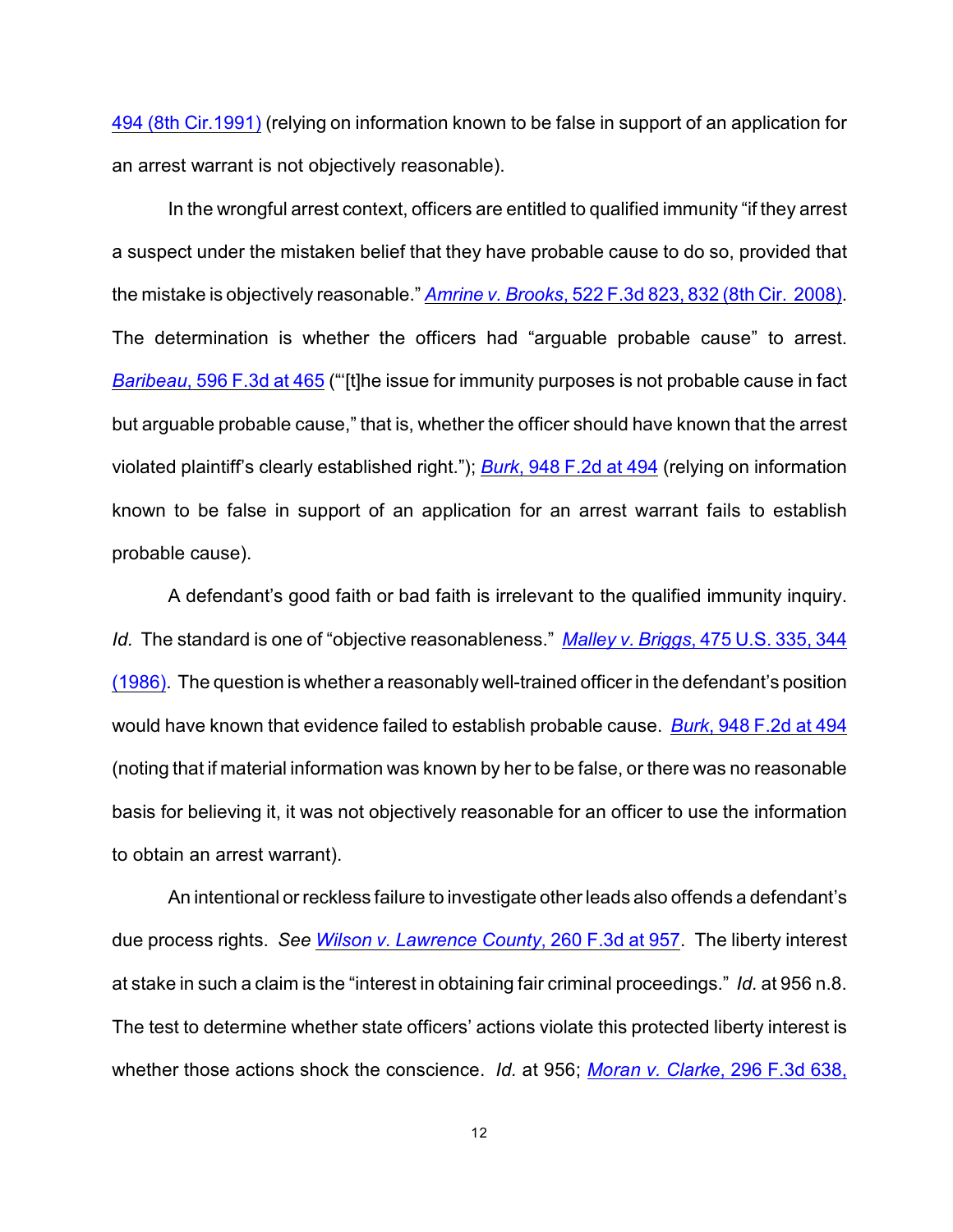494 (8th Cir.1991) (relying on information known to be false in support of an application for an arrest warrant is not objectively reasonable).

In the wrongful arrest context, officers are entitled to qualified immunity "if they arrest a suspect under the mistaken belief that they have probable cause to do so, provided that the mistake is objectively reasonable." *Amrine v. Brooks*, 522 F.3d 823, 832 (8th Cir. 2008). The determination is whether the officers had "arguable probable cause" to arrest. *Baribeau*, 596 F.3d at 465 ("'[t]he issue for immunity purposes is not probable cause in fact but arguable probable cause," that is, whether the officer should have known that the arrest violated plaintiff's clearly established right."); *Burk*, 948 F.2d at 494 (relying on information known to be false in support of an application for an arrest warrant fails to establish probable cause).

A defendant's good faith or bad faith is irrelevant to the qualified immunity inquiry. *Id.* The standard is one of "objective reasonableness." *Malley v. Briggs*, 475 U.S. 335, 344 (1986). The question is whether a reasonably well-trained officer in the defendant's position would have known that evidence failed to establish probable cause. *Burk*, 948 F.2d at 494 (noting that if material information was known by her to be false, or there was no reasonable basis for believing it, it was not objectively reasonable for an officer to use the information to obtain an arrest warrant).

An intentional or reckless failure to investigate other leads also offends a defendant's due process rights. *See Wilson v. Lawrence County*, 260 F.3d at 957. The liberty interest at stake in such a claim is the "interest in obtaining fair criminal proceedings." *Id.* at 956 n.8. The test to determine whether state officers' actions violate this protected liberty interest is whether those actions shock the conscience. *Id.* at 956; *Moran v. Clarke*, 296 F.3d 638,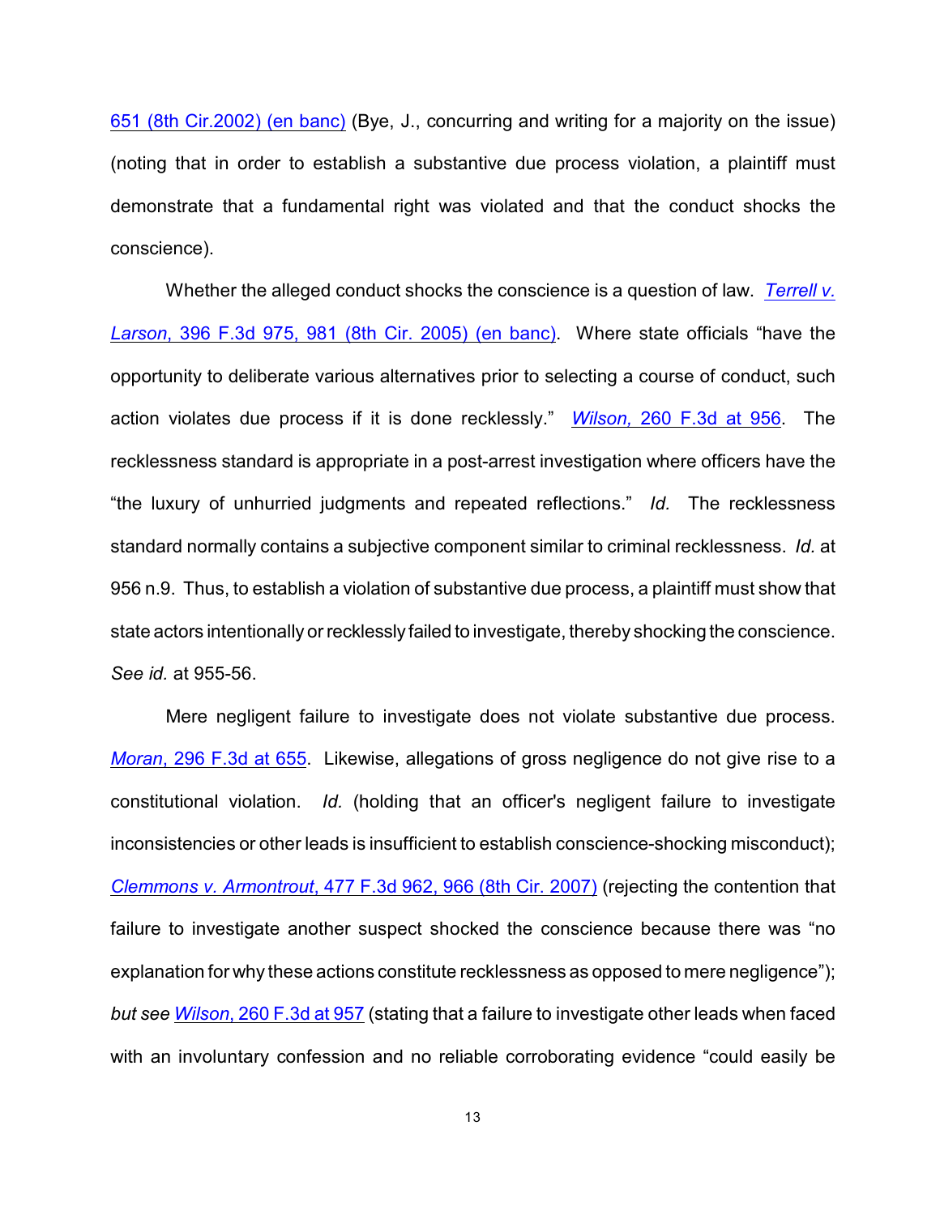651 (8th Cir.2002) (en banc) (Bye, J., concurring and writing for a majority on the issue) (noting that in order to establish a substantive due process violation, a plaintiff must demonstrate that a fundamental right was violated and that the conduct shocks the conscience).

Whether the alleged conduct shocks the conscience is a question of law. *Terrell v. Larson*, 396 F.3d 975, 981 (8th Cir. 2005) (en banc). Where state officials "have the opportunity to deliberate various alternatives prior to selecting a course of conduct, such action violates due process if it is done recklessly." *Wilson,* 260 F.3d at 956. The recklessness standard is appropriate in a post-arrest investigation where officers have the "the luxury of unhurried judgments and repeated reflections." *Id.* The recklessness standard normally contains a subjective component similar to criminal recklessness. *Id.* at 956 n.9. Thus, to establish a violation of substantive due process, a plaintiff must show that state actors intentionally or recklessly failed to investigate, thereby shocking the conscience. *See id.* at 955-56.

Mere negligent failure to investigate does not violate substantive due process. *Moran*, 296 F.3d at 655. Likewise, allegations of gross negligence do not give rise to a constitutional violation. *Id.* (holding that an officer's negligent failure to investigate inconsistencies or other leads is insufficient to establish conscience-shocking misconduct); *Clemmons v. Armontrout*, 477 F.3d 962, 966 (8th Cir. 2007) (rejecting the contention that failure to investigate another suspect shocked the conscience because there was "no explanation for why these actions constitute recklessness as opposed to mere negligence"); *but see Wilson*, 260 F.3d at 957 (stating that a failure to investigate other leads when faced with an involuntary confession and no reliable corroborating evidence "could easily be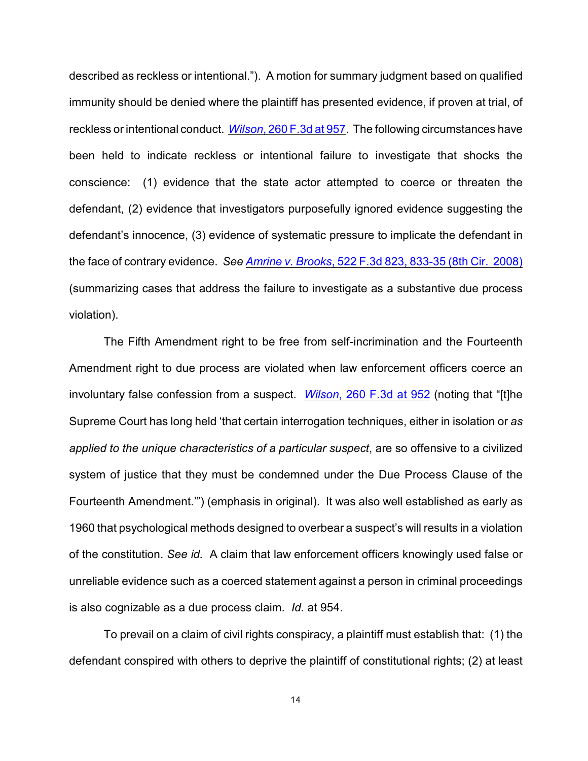described as reckless or intentional."). A motion for summary judgment based on qualified immunity should be denied where the plaintiff has presented evidence, if proven at trial, of reckless or intentional conduct. *Wilson*, 260 F.3d at 957. The following circumstances have been held to indicate reckless or intentional failure to investigate that shocks the conscience: (1) evidence that the state actor attempted to coerce or threaten the defendant, (2) evidence that investigators purposefully ignored evidence suggesting the defendant's innocence, (3) evidence of systematic pressure to implicate the defendant in the face of contrary evidence. *See Amrine v. Brooks*, 522 F.3d 823, 833-35 (8th Cir. 2008) (summarizing cases that address the failure to investigate as a substantive due process violation).

The Fifth Amendment right to be free from self-incrimination and the Fourteenth Amendment right to due process are violated when law enforcement officers coerce an involuntary false confession from a suspect. *Wilson*, 260 F.3d at 952 (noting that "[t]he Supreme Court has long held 'that certain interrogation techniques, either in isolation or *as applied to the unique characteristics of a particular suspect*, are so offensive to a civilized system of justice that they must be condemned under the Due Process Clause of the Fourteenth Amendment.'") (emphasis in original). It was also well established as early as 1960 that psychological methods designed to overbear a suspect's will results in a violation of the constitution. *See id.* A claim that law enforcement officers knowingly used false or unreliable evidence such as a coerced statement against a person in criminal proceedings is also cognizable as a due process claim. *Id.* at 954.

To prevail on a claim of civil rights conspiracy, a plaintiff must establish that: (1) the defendant conspired with others to deprive the plaintiff of constitutional rights; (2) at least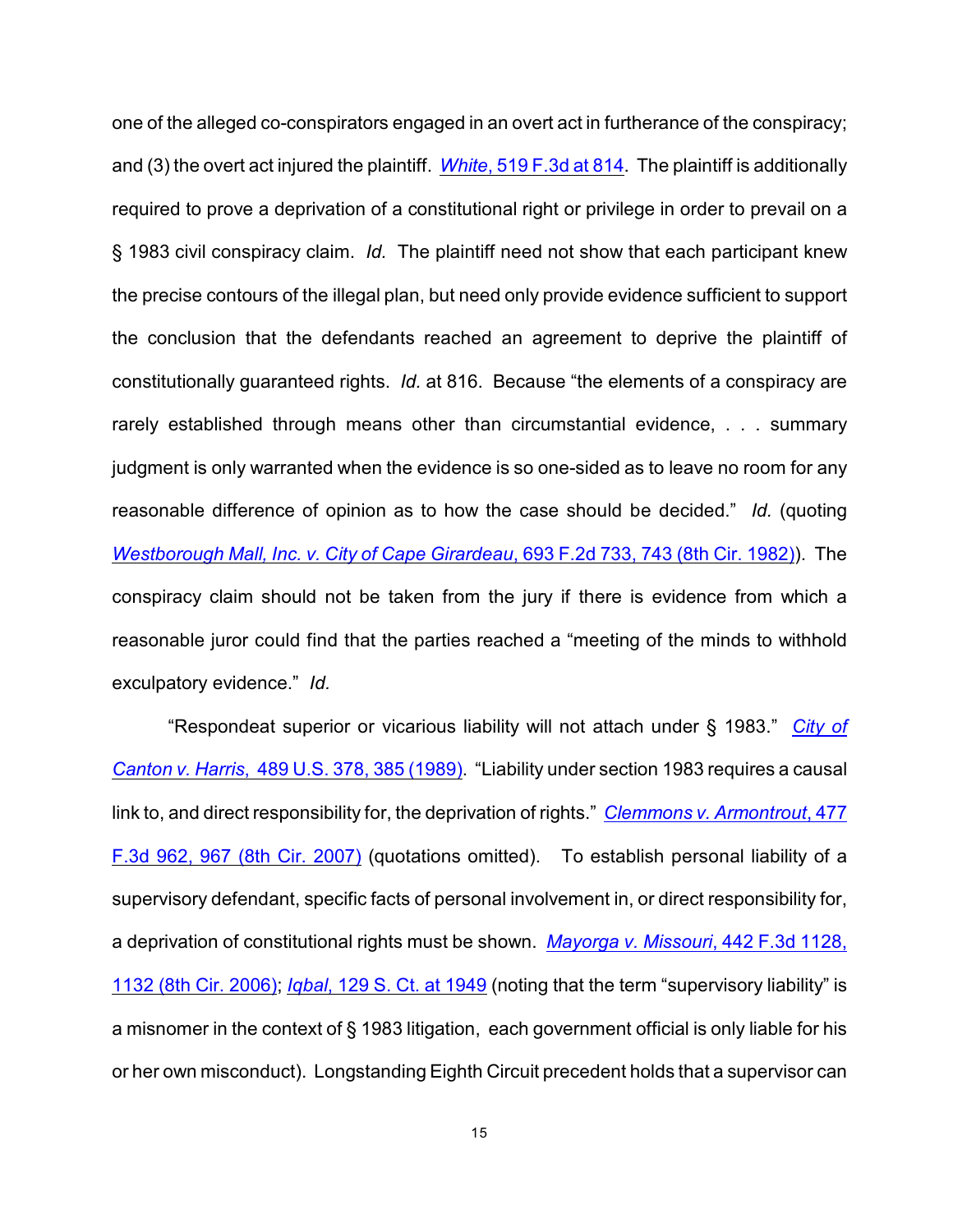one of the alleged co-conspirators engaged in an overt act in furtherance of the conspiracy; and (3) the overt act injured the plaintiff. *White*, 519 F.3d at 814. The plaintiff is additionally required to prove a deprivation of a constitutional right or privilege in order to prevail on a § 1983 civil conspiracy claim. *Id.* The plaintiff need not show that each participant knew the precise contours of the illegal plan, but need only provide evidence sufficient to support the conclusion that the defendants reached an agreement to deprive the plaintiff of constitutionally guaranteed rights. *Id.* at 816. Because "the elements of a conspiracy are rarely established through means other than circumstantial evidence, . . . summary judgment is only warranted when the evidence is so one-sided as to leave no room for any reasonable difference of opinion as to how the case should be decided." *Id.* (quoting *Westborough Mall, Inc. v. City of Cape Girardeau*, 693 F.2d 733, 743 (8th Cir. 1982)). The conspiracy claim should not be taken from the jury if there is evidence from which a reasonable juror could find that the parties reached a "meeting of the minds to withhold exculpatory evidence." *Id.*

"Respondeat superior or vicarious liability will not attach under § 1983." *City of Canton v. Harris*, 489 U.S. 378, 385 (1989). "Liability under section 1983 requires a causal link to, and direct responsibility for, the deprivation of rights." *Clemmons v. Armontrout*, 477 F.3d 962, 967 (8th Cir. 2007) (quotations omitted). To establish personal liability of a supervisory defendant, specific facts of personal involvement in, or direct responsibility for, a deprivation of constitutional rights must be shown. *Mayorga v. Missouri*, 442 F.3d 1128, 1132 (8th Cir. 2006); *Iqbal*, 129 S. Ct. at 1949 (noting that the term "supervisory liability" is a misnomer in the context of § 1983 litigation, each government official is only liable for his or her own misconduct). Longstanding Eighth Circuit precedent holds that a supervisor can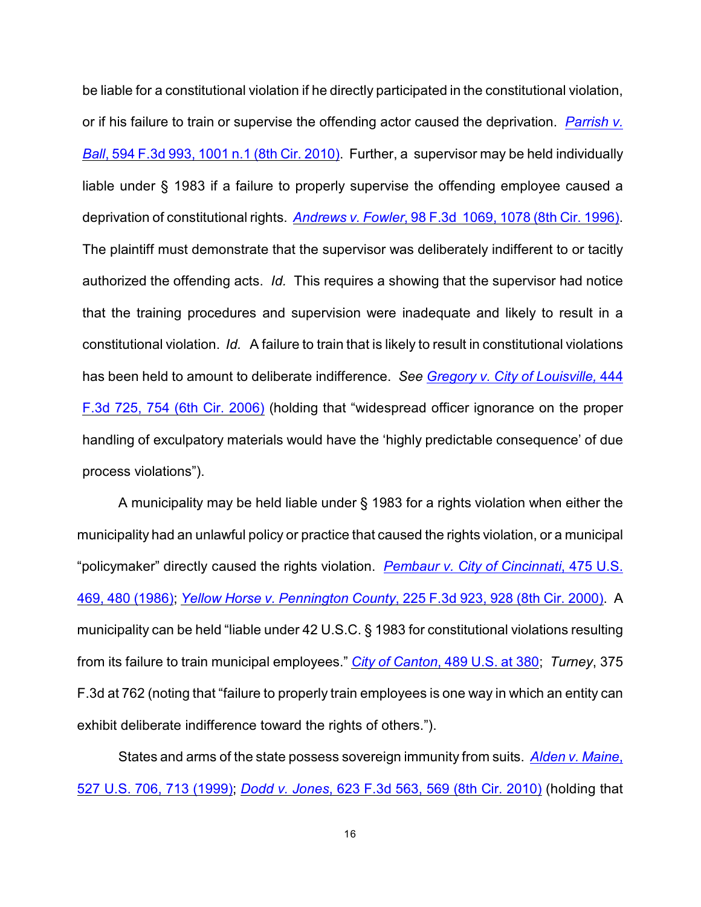be liable for a constitutional violation if he directly participated in the constitutional violation, or if his failure to train or supervise the offending actor caused the deprivation. *Parrish v. Ball*, 594 F.3d 993, 1001 n.1 (8th Cir. 2010). Further, a supervisor may be held individually liable under § 1983 if a failure to properly supervise the offending employee caused a deprivation of constitutional rights. *Andrews v. Fowler*, 98 F.3d 1069, 1078 (8th Cir. 1996). The plaintiff must demonstrate that the supervisor was deliberately indifferent to or tacitly authorized the offending acts. *Id.* This requires a showing that the supervisor had notice that the training procedures and supervision were inadequate and likely to result in a constitutional violation. *Id.* A failure to train that is likely to result in constitutional violations has been held to amount to deliberate indifference. *See Gregory v. City of Louisville,* 444 F.3d 725, 754 (6th Cir. 2006) (holding that "widespread officer ignorance on the proper handling of exculpatory materials would have the 'highly predictable consequence' of due process violations").

A municipality may be held liable under § 1983 for a rights violation when either the municipality had an unlawful policy or practice that caused the rights violation, or a municipal "policymaker" directly caused the rights violation. *Pembaur v. City of Cincinnati*, 475 U.S. 469, 480 (1986); *Yellow Horse v. Pennington County*, 225 F.3d 923, 928 (8th Cir. 2000). A municipality can be held "liable under 42 U.S.C. § 1983 for constitutional violations resulting from its failure to train municipal employees." *City of Canton*, 489 U.S. at 380; *Turney*, 375 F.3d at 762 (noting that "failure to properly train employees is one way in which an entity can exhibit deliberate indifference toward the rights of others.").

States and arms of the state possess sovereign immunity from suits. *Alden v. Maine*, 527 U.S. 706, 713 (1999); *Dodd v. Jones*, 623 F.3d 563, 569 (8th Cir. 2010) (holding that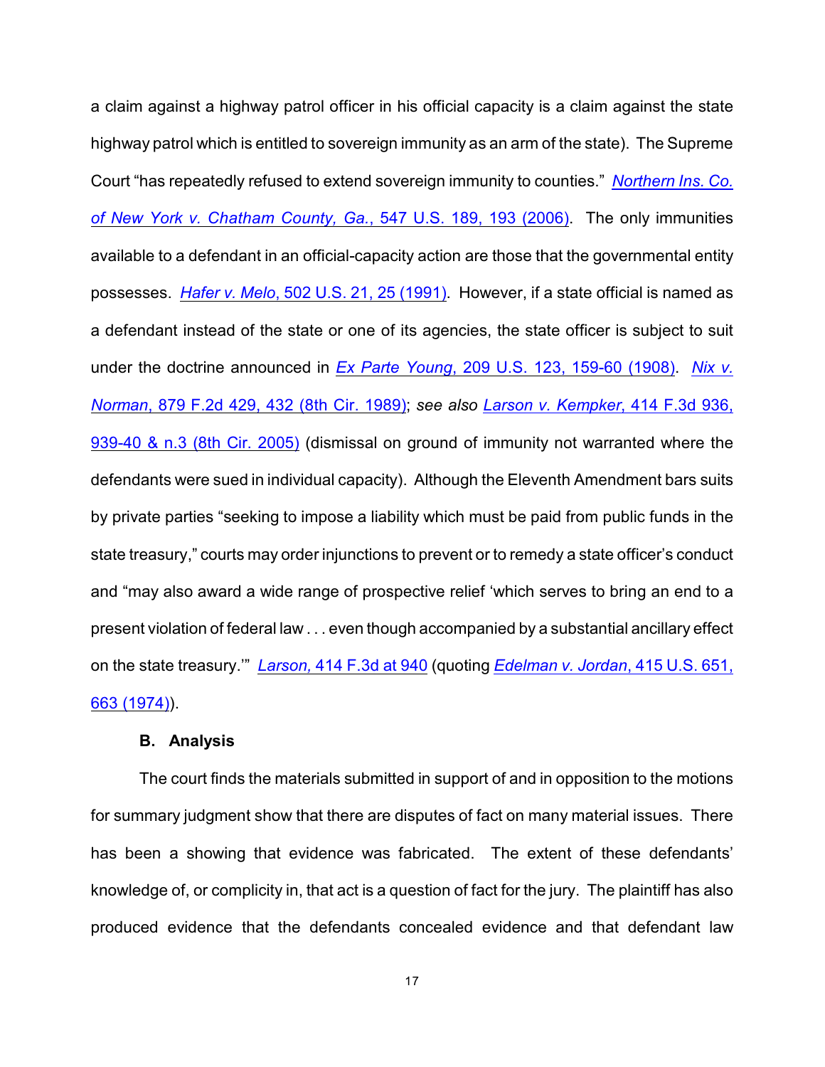a claim against a highway patrol officer in his official capacity is a claim against the state highway patrol which is entitled to sovereign immunity as an arm of the state). The Supreme Court "has repeatedly refused to extend sovereign immunity to counties." *Northern Ins. Co. of New York v. Chatham County, Ga.*, 547 U.S. 189, 193 (2006). The only immunities available to a defendant in an official-capacity action are those that the governmental entity possesses. *Hafer v. Melo*, 502 U.S. 21, 25 (1991). However, if a state official is named as a defendant instead of the state or one of its agencies, the state officer is subject to suit under the doctrine announced in *Ex Parte Young*, 209 U.S. 123, 159-60 (1908). *Nix v. Norman*, 879 F.2d 429, 432 (8th Cir. 1989); *see also* *Larson v. Kempker*, 414 F.3d 936, 939-40 & n.3 (8th Cir. 2005) (dismissal on ground of immunity not warranted where the defendants were sued in individual capacity). Although the Eleventh Amendment bars suits by private parties "seeking to impose a liability which must be paid from public funds in the state treasury," courts may order injunctions to prevent or to remedy a state officer's conduct and "may also award a wide range of prospective relief 'which serves to bring an end to a present violation of federal law . . . even though accompanied by a substantial ancillary effect on the state treasury.'" *Larson,* 414 F.3d at 940 (quoting *Edelman v. Jordan*, 415 U.S. 651, 663 (1974)).

**B. Analysis**

The court finds the materials submitted in support of and in opposition to the motions for summary judgment show that there are disputes of fact on many material issues. There has been a showing that evidence was fabricated. The extent of these defendants' knowledge of, or complicity in, that act is a question of fact for the jury. The plaintiff has also produced evidence that the defendants concealed evidence and that defendant law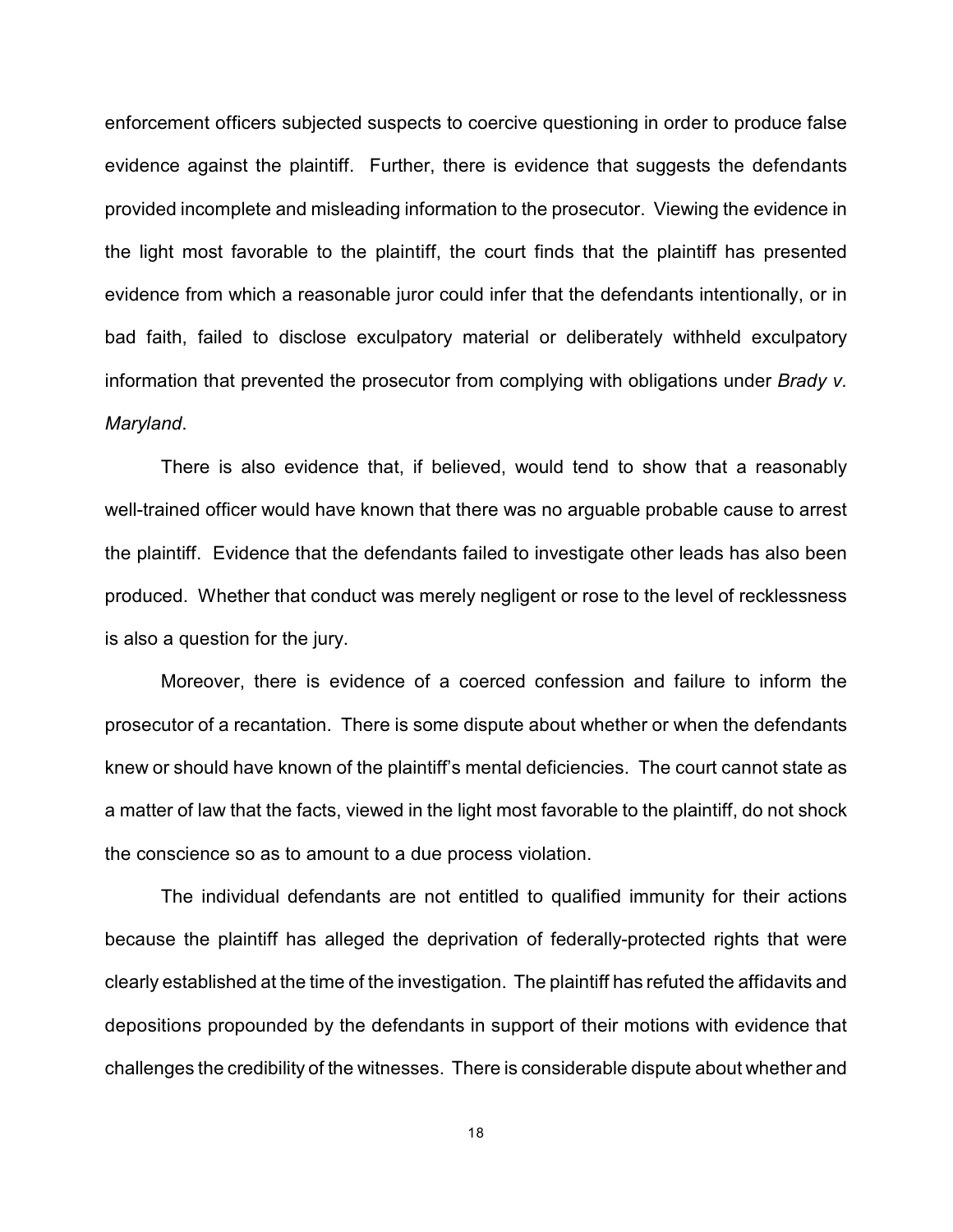enforcement officers subjected suspects to coercive questioning in order to produce false evidence against the plaintiff. Further, there is evidence that suggests the defendants provided incomplete and misleading information to the prosecutor. Viewing the evidence in the light most favorable to the plaintiff, the court finds that the plaintiff has presented evidence from which a reasonable juror could infer that the defendants intentionally, or in bad faith, failed to disclose exculpatory material or deliberately withheld exculpatory information that prevented the prosecutor from complying with obligations under *Brady v. Maryland*.

There is also evidence that, if believed, would tend to show that a reasonably well-trained officer would have known that there was no arguable probable cause to arrest the plaintiff. Evidence that the defendants failed to investigate other leads has also been produced. Whether that conduct was merely negligent or rose to the level of recklessness is also a question for the jury.

Moreover, there is evidence of a coerced confession and failure to inform the prosecutor of a recantation. There is some dispute about whether or when the defendants knew or should have known of the plaintiff's mental deficiencies. The court cannot state as a matter of law that the facts, viewed in the light most favorable to the plaintiff, do not shock the conscience so as to amount to a due process violation.

The individual defendants are not entitled to qualified immunity for their actions because the plaintiff has alleged the deprivation of federally-protected rights that were clearly established at the time of the investigation. The plaintiff has refuted the affidavits and depositions propounded by the defendants in support of their motions with evidence that challenges the credibility of the witnesses. There is considerable dispute about whether and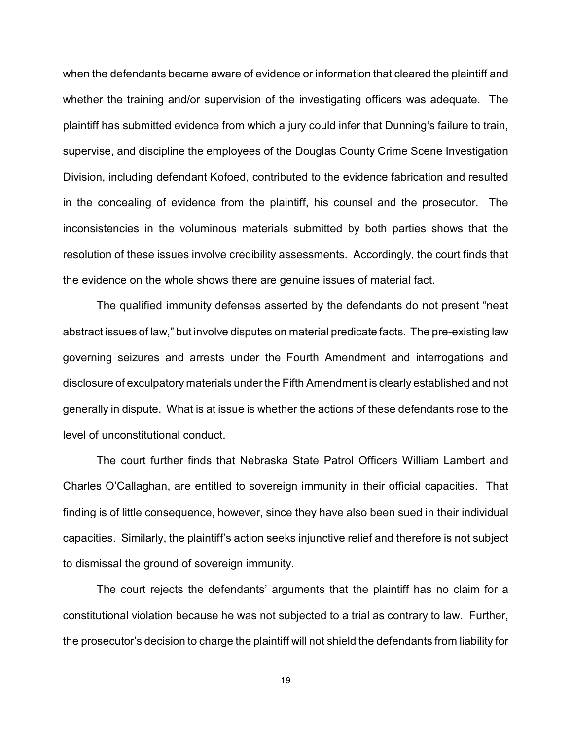when the defendants became aware of evidence or information that cleared the plaintiff and whether the training and/or supervision of the investigating officers was adequate. The plaintiff has submitted evidence from which a jury could infer that Dunning's failure to train, supervise, and discipline the employees of the Douglas County Crime Scene Investigation Division, including defendant Kofoed, contributed to the evidence fabrication and resulted in the concealing of evidence from the plaintiff, his counsel and the prosecutor. The inconsistencies in the voluminous materials submitted by both parties shows that the resolution of these issues involve credibility assessments. Accordingly, the court finds that the evidence on the whole shows there are genuine issues of material fact.

The qualified immunity defenses asserted by the defendants do not present "neat abstract issues of law," but involve disputes on material predicate facts. The pre-existing law governing seizures and arrests under the Fourth Amendment and interrogations and disclosure of exculpatory materials under the Fifth Amendment is clearly established and not generally in dispute. What is at issue is whether the actions of these defendants rose to the level of unconstitutional conduct.

The court further finds that Nebraska State Patrol Officers William Lambert and Charles O'Callaghan, are entitled to sovereign immunity in their official capacities. That finding is of little consequence, however, since they have also been sued in their individual capacities. Similarly, the plaintiff's action seeks injunctive relief and therefore is not subject to dismissal the ground of sovereign immunity.

The court rejects the defendants' arguments that the plaintiff has no claim for a constitutional violation because he was not subjected to a trial as contrary to law. Further, the prosecutor's decision to charge the plaintiff will not shield the defendants from liability for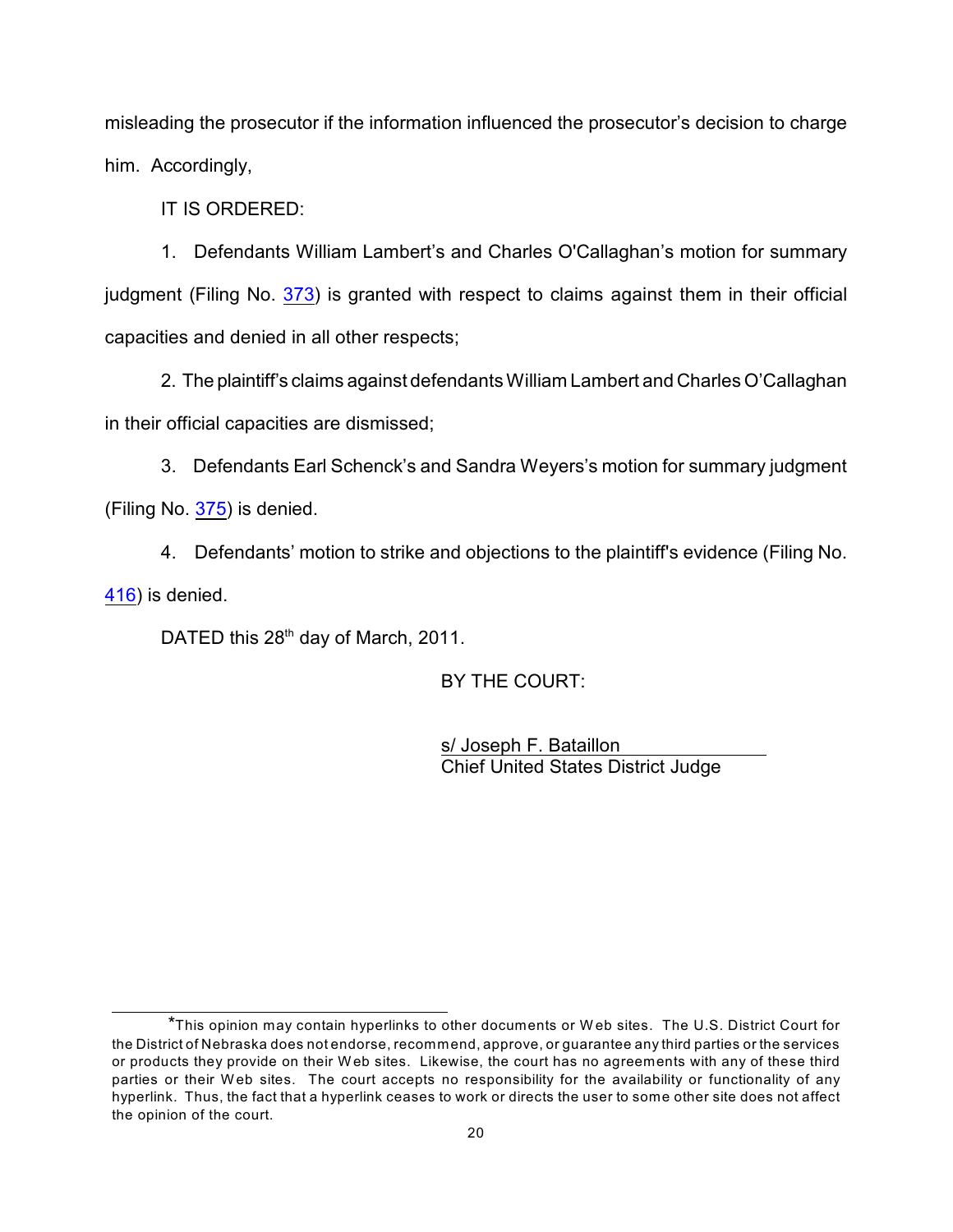misleading the prosecutor if the information influenced the prosecutor's decision to charge him. Accordingly,

IT IS ORDERED:

1. Defendants William Lambert's and Charles O'Callaghan's motion for summary judgment (Filing No. 373) is granted with respect to claims against them in their official capacities and denied in all other respects;

2. The plaintiff's claims against defendants William Lambert and Charles O'Callaghan in their official capacities are dismissed;

3. Defendants Earl Schenck's and Sandra Weyers's motion for summary judgment (Filing No. 375) is denied.

4. Defendants' motion to strike and objections to the plaintiff's evidence (Filing No. 416) is denied.

DATED this 28th day of March, 2011.

BY THE COURT:

s/ Joseph F. Bataillon
Chief United States District Judge

---

*This opinion may contain hyperlinks to other documents or Web sites. The U.S. District Court for the District of Nebraska does not endorse, recommend, approve, or guarantee any third parties or the services or products they provide on their Web sites. Likewise, the court has no agreements with any of these third parties or their Web sites. The court accepts no responsibility for the availability or functionality of any hyperlink. Thus, the fact that a hyperlink ceases to work or directs the user to some other site does not affect the opinion of the court.